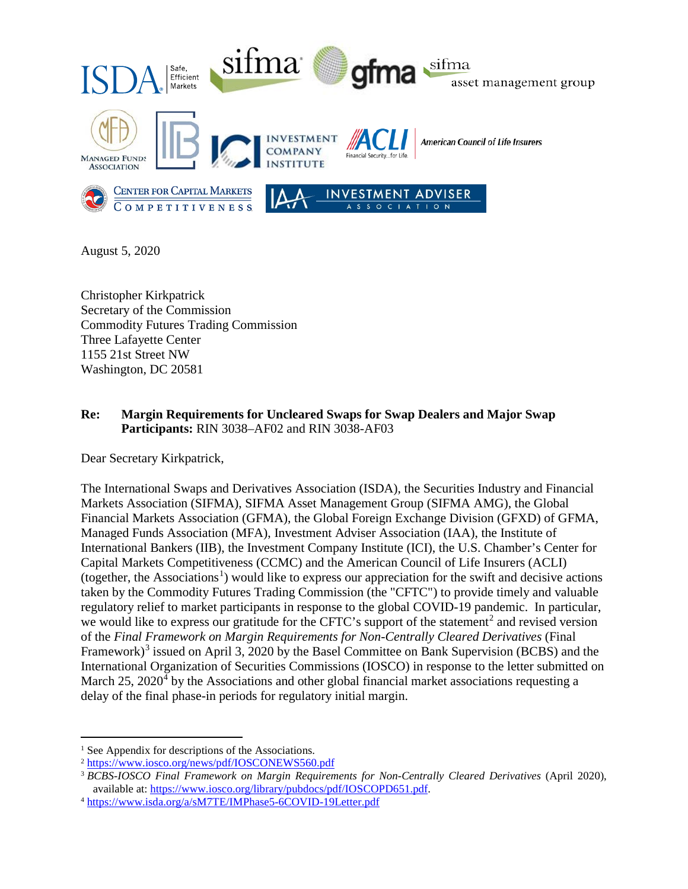August 5, 2020

Christopher Kirkpatrick
Secretary of the Commission
Commodity Futures Trading Commission
Three Lafayette Center
1155 21st Street NW
Washington, DC 20581

**Re: Margin Requirements for Uncleared Swaps for Swap Dealers and Major Swap Participants:** RIN 3038–AF02 and RIN 3038-AF03

Dear Secretary Kirkpatrick,

The International Swaps and Derivatives Association (ISDA), the Securities Industry and Financial Markets Association (SIFMA), SIFMA Asset Management Group (SIFMA AMG), the Global Financial Markets Association (GFMA), the Global Foreign Exchange Division (GFXD) of GFMA, Managed Funds Association (MFA), Investment Adviser Association (IAA), the Institute of International Bankers (IIB), the Investment Company Institute (ICI), the U.S. Chamber's Center for Capital Markets Competitiveness (CCMC) and the American Council of Life Insurers (ACLI) (together, the Associations[1]) would like to express our appreciation for the swift and decisive actions taken by the Commodity Futures Trading Commission (the "CFTC") to provide timely and valuable regulatory relief to market participants in response to the global COVID-19 pandemic. In particular, we would like to express our gratitude for the CFTC's support of the statement[2] and revised version of the *Final Framework on Margin Requirements for Non-Centrally Cleared Derivatives* (Final Framework)[3] issued on April 3, 2020 by the Basel Committee on Bank Supervision (BCBS) and the International Organization of Securities Commissions (IOSCO) in response to the letter submitted on March 25, 2020[4] by the Associations and other global financial market associations requesting a delay of the final phase-in periods for regulatory initial margin.

---

[1] See Appendix for descriptions of the Associations.

[2] https://www.iosco.org/news/pdf/IOSCONEWS560.pdf

[3] *BCBS-IOSCO Final Framework on Margin Requirements for Non-Centrally Cleared Derivatives* (April 2020), available at: https://www.iosco.org/library/pubdocs/pdf/IOSCOPD651.pdf.

[4] https://www.isda.org/a/sM7TE/IMPhase5-6COVID-19Letter.pdf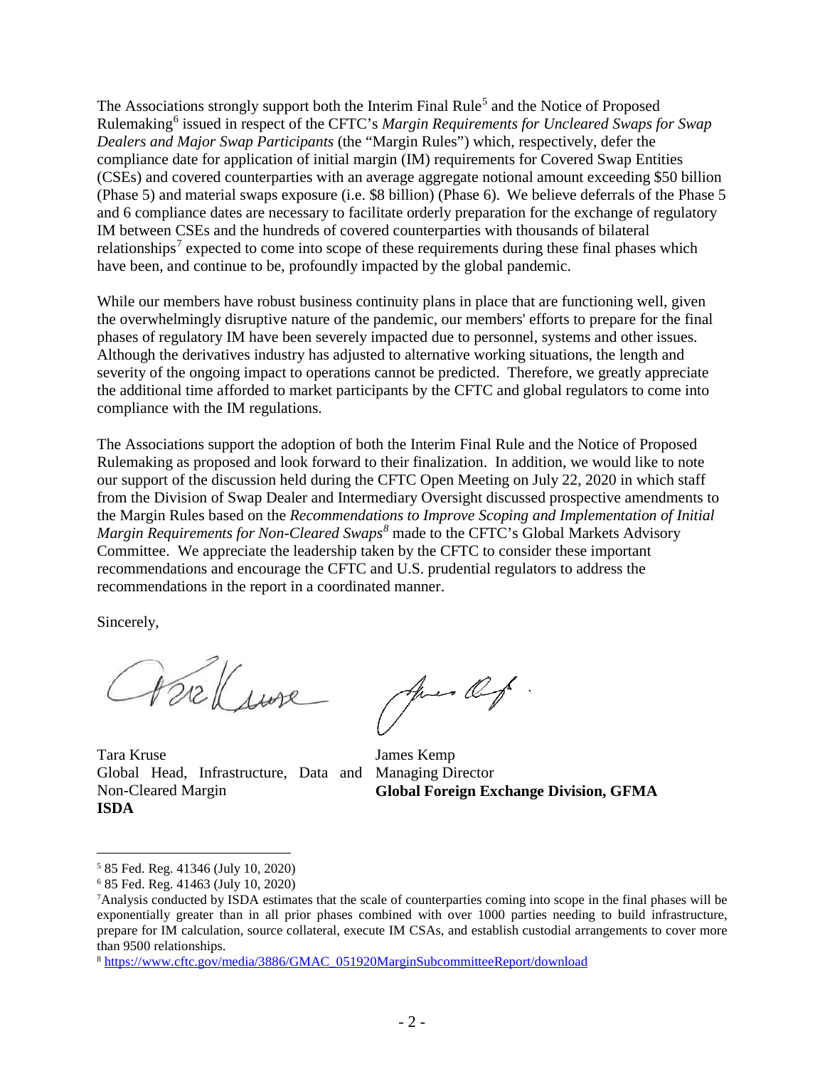The Associations strongly support both the Interim Final Rule[5] and the Notice of Proposed Rulemaking[6] issued in respect of the CFTC's *Margin Requirements for Uncleared Swaps for Swap Dealers and Major Swap Participants* (the "Margin Rules") which, respectively, defer the compliance date for application of initial margin (IM) requirements for Covered Swap Entities (CSEs) and covered counterparties with an average aggregate notional amount exceeding $50 billion (Phase 5) and material swaps exposure (i.e. $8 billion) (Phase 6). We believe deferrals of the Phase 5 and 6 compliance dates are necessary to facilitate orderly preparation for the exchange of regulatory IM between CSEs and the hundreds of covered counterparties with thousands of bilateral relationships[7] expected to come into scope of these requirements during these final phases which have been, and continue to be, profoundly impacted by the global pandemic.

While our members have robust business continuity plans in place that are functioning well, given the overwhelmingly disruptive nature of the pandemic, our members' efforts to prepare for the final phases of regulatory IM have been severely impacted due to personnel, systems and other issues. Although the derivatives industry has adjusted to alternative working situations, the length and severity of the ongoing impact to operations cannot be predicted. Therefore, we greatly appreciate the additional time afforded to market participants by the CFTC and global regulators to come into compliance with the IM regulations.

The Associations support the adoption of both the Interim Final Rule and the Notice of Proposed Rulemaking as proposed and look forward to their finalization. In addition, we would like to note our support of the discussion held during the CFTC Open Meeting on July 22, 2020 in which staff from the Division of Swap Dealer and Intermediary Oversight discussed prospective amendments to the Margin Rules based on the *Recommendations to Improve Scoping and Implementation of Initial Margin Requirements for Non-Cleared Swaps*[8] made to the CFTC's Global Markets Advisory Committee. We appreciate the leadership taken by the CFTC to consider these important recommendations and encourage the CFTC and U.S. prudential regulators to address the recommendations in the report in a coordinated manner.

Sincerely,

Tara Kruse
Global Head, Infrastructure, Data and Non-Cleared Margin
**ISDA**

James Kemp
Managing Director
**Global Foreign Exchange Division, GFMA**

---

[5] 85 Fed. Reg. 41346 (July 10, 2020)

[6] 85 Fed. Reg. 41463 (July 10, 2020)

[7] Analysis conducted by ISDA estimates that the scale of counterparties coming into scope in the final phases will be exponentially greater than in all prior phases combined with over 1000 parties needing to build infrastructure, prepare for IM calculation, source collateral, execute IM CSAs, and establish custodial arrangements to cover more than 9500 relationships.

[8] https://www.cftc.gov/media/3886/GMAC_051920MarginSubcommitteeReport/download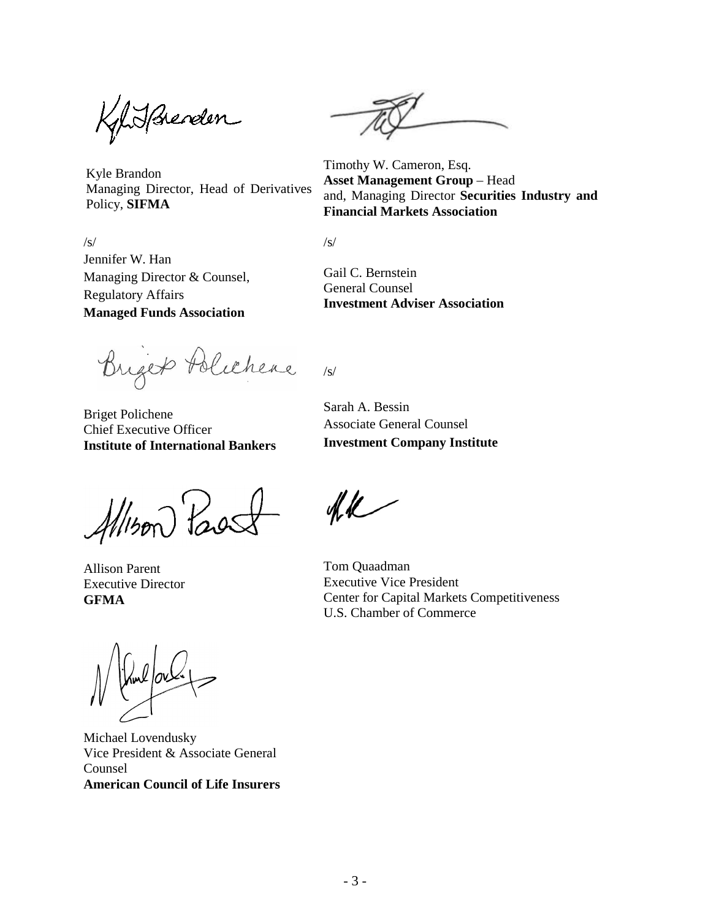Kyle Brandon
Managing Director, Head of Derivatives Policy, **SIFMA**

Timothy W. Cameron, Esq.
**Asset Management Group** – Head and, Managing Director **Securities Industry and Financial Markets Association**

/s/
Jennifer W. Han
Managing Director & Counsel, Regulatory Affairs
**Managed Funds Association**

/s/

Gail C. Bernstein
General Counsel
**Investment Adviser Association**

Briget Polichene
Chief Executive Officer
**Institute of International Bankers**

/s/

Sarah A. Bessin
Associate General Counsel
**Investment Company Institute**

Allison Parent
Executive Director
**GFMA**

Tom Quaadman
Executive Vice President
Center for Capital Markets Competitiveness
U.S. Chamber of Commerce

Michael Lovendusky
Vice President & Associate General Counsel
**American Council of Life Insurers**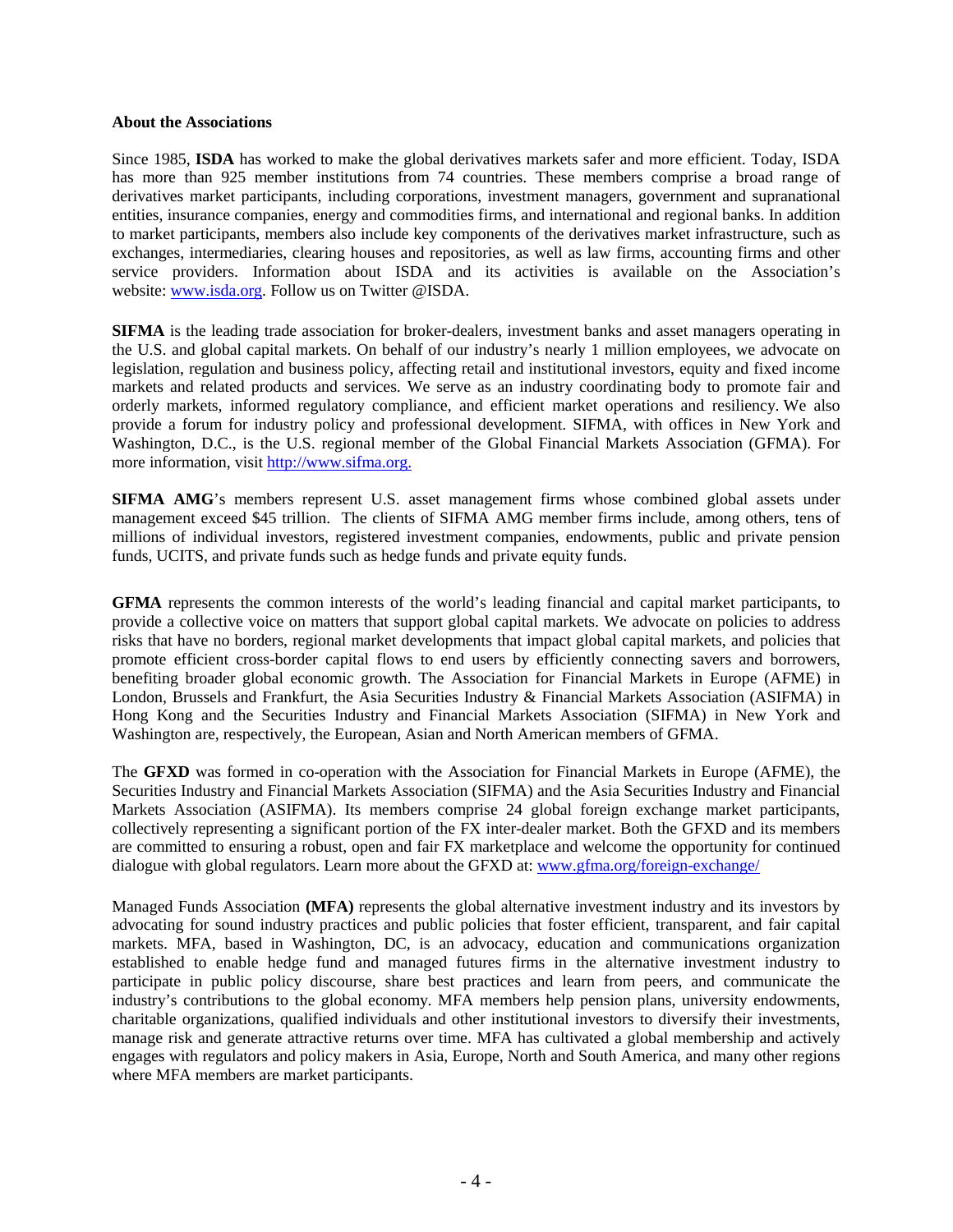**About the Associations**

Since 1985, **ISDA** has worked to make the global derivatives markets safer and more efficient. Today, ISDA has more than 925 member institutions from 74 countries. These members comprise a broad range of derivatives market participants, including corporations, investment managers, government and supranational entities, insurance companies, energy and commodities firms, and international and regional banks. In addition to market participants, members also include key components of the derivatives market infrastructure, such as exchanges, intermediaries, clearing houses and repositories, as well as law firms, accounting firms and other service providers. Information about ISDA and its activities is available on the Association's website: [www.isda.org](www.isda.org). Follow us on Twitter @ISDA.

**SIFMA** is the leading trade association for broker-dealers, investment banks and asset managers operating in the U.S. and global capital markets. On behalf of our industry's nearly 1 million employees, we advocate on legislation, regulation and business policy, affecting retail and institutional investors, equity and fixed income markets and related products and services. We serve as an industry coordinating body to promote fair and orderly markets, informed regulatory compliance, and efficient market operations and resiliency. We also provide a forum for industry policy and professional development. SIFMA, with offices in New York and Washington, D.C., is the U.S. regional member of the Global Financial Markets Association (GFMA). For more information, visit [http://www.sifma.org.](http://www.sifma.org)

**SIFMA AMG**'s members represent U.S. asset management firms whose combined global assets under management exceed $45 trillion. The clients of SIFMA AMG member firms include, among others, tens of millions of individual investors, registered investment companies, endowments, public and private pension funds, UCITS, and private funds such as hedge funds and private equity funds.

**GFMA** represents the common interests of the world's leading financial and capital market participants, to provide a collective voice on matters that support global capital markets. We advocate on policies to address risks that have no borders, regional market developments that impact global capital markets, and policies that promote efficient cross-border capital flows to end users by efficiently connecting savers and borrowers, benefiting broader global economic growth. The Association for Financial Markets in Europe (AFME) in London, Brussels and Frankfurt, the Asia Securities Industry & Financial Markets Association (ASIFMA) in Hong Kong and the Securities Industry and Financial Markets Association (SIFMA) in New York and Washington are, respectively, the European, Asian and North American members of GFMA.

The **GFXD** was formed in co-operation with the Association for Financial Markets in Europe (AFME), the Securities Industry and Financial Markets Association (SIFMA) and the Asia Securities Industry and Financial Markets Association (ASIFMA). Its members comprise 24 global foreign exchange market participants, collectively representing a significant portion of the FX inter-dealer market. Both the GFXD and its members are committed to ensuring a robust, open and fair FX marketplace and welcome the opportunity for continued dialogue with global regulators. Learn more about the GFXD at: [www.gfma.org/foreign-exchange/](www.gfma.org/foreign-exchange/)

Managed Funds Association **(MFA)** represents the global alternative investment industry and its investors by advocating for sound industry practices and public policies that foster efficient, transparent, and fair capital markets. MFA, based in Washington, DC, is an advocacy, education and communications organization established to enable hedge fund and managed futures firms in the alternative investment industry to participate in public policy discourse, share best practices and learn from peers, and communicate the industry's contributions to the global economy. MFA members help pension plans, university endowments, charitable organizations, qualified individuals and other institutional investors to diversify their investments, manage risk and generate attractive returns over time. MFA has cultivated a global membership and actively engages with regulators and policy makers in Asia, Europe, North and South America, and many other regions where MFA members are market participants.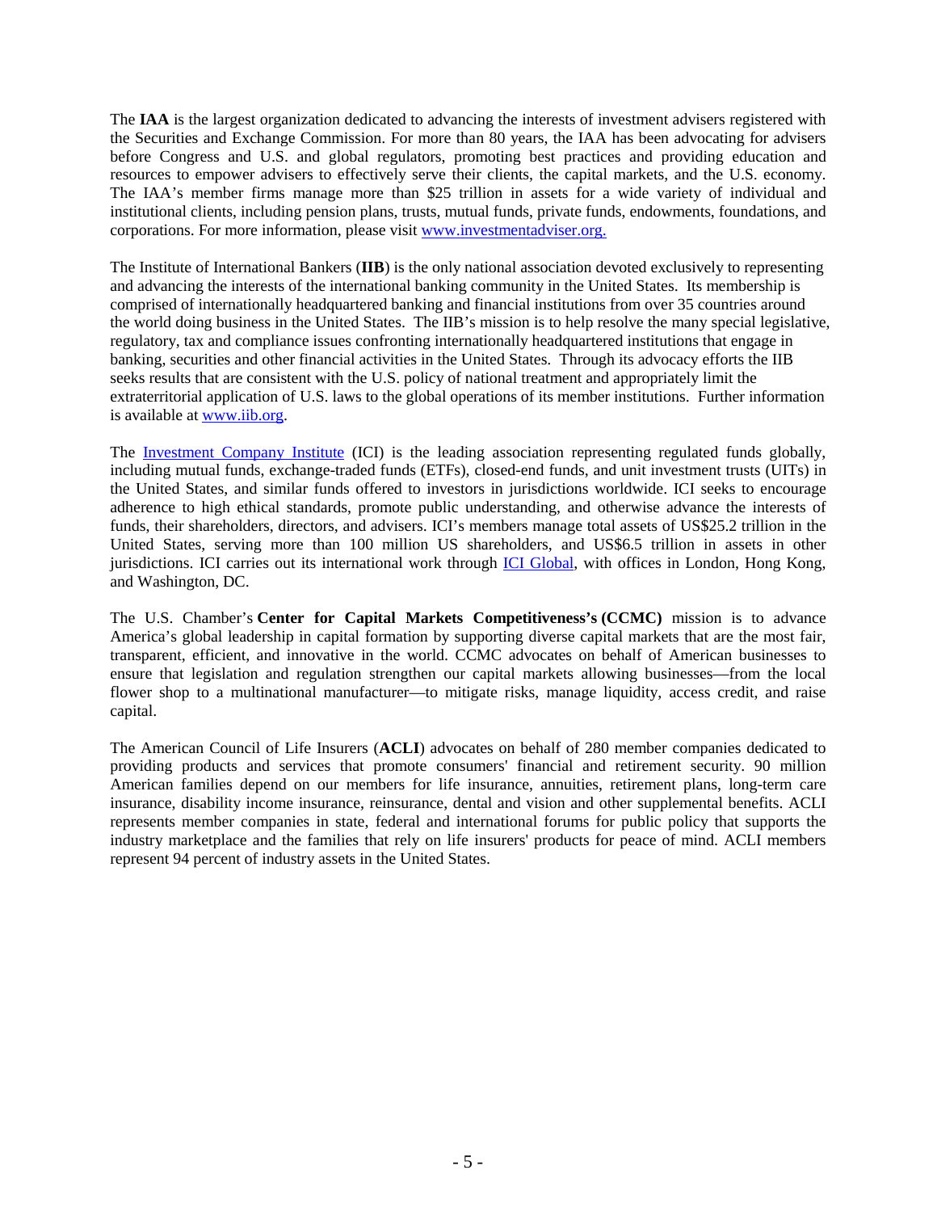The **IAA** is the largest organization dedicated to advancing the interests of investment advisers registered with the Securities and Exchange Commission. For more than 80 years, the IAA has been advocating for advisers before Congress and U.S. and global regulators, promoting best practices and providing education and resources to empower advisers to effectively serve their clients, the capital markets, and the U.S. economy. The IAA's member firms manage more than $25 trillion in assets for a wide variety of individual and institutional clients, including pension plans, trusts, mutual funds, private funds, endowments, foundations, and corporations. For more information, please visit www.investmentadviser.org.

The Institute of International Bankers (**IIB**) is the only national association devoted exclusively to representing and advancing the interests of the international banking community in the United States. Its membership is comprised of internationally headquartered banking and financial institutions from over 35 countries around the world doing business in the United States. The IIB's mission is to help resolve the many special legislative, regulatory, tax and compliance issues confronting internationally headquartered institutions that engage in banking, securities and other financial activities in the United States. Through its advocacy efforts the IIB seeks results that are consistent with the U.S. policy of national treatment and appropriately limit the extraterritorial application of U.S. laws to the global operations of its member institutions. Further information is available at www.iib.org.

The Investment Company Institute (ICI) is the leading association representing regulated funds globally, including mutual funds, exchange-traded funds (ETFs), closed-end funds, and unit investment trusts (UITs) in the United States, and similar funds offered to investors in jurisdictions worldwide. ICI seeks to encourage adherence to high ethical standards, promote public understanding, and otherwise advance the interests of funds, their shareholders, directors, and advisers. ICI's members manage total assets of US$25.2 trillion in the United States, serving more than 100 million US shareholders, and US$6.5 trillion in assets in other jurisdictions. ICI carries out its international work through ICI Global, with offices in London, Hong Kong, and Washington, DC.

The U.S. Chamber's **Center for Capital Markets Competitiveness's (CCMC)** mission is to advance America's global leadership in capital formation by supporting diverse capital markets that are the most fair, transparent, efficient, and innovative in the world. CCMC advocates on behalf of American businesses to ensure that legislation and regulation strengthen our capital markets allowing businesses—from the local flower shop to a multinational manufacturer—to mitigate risks, manage liquidity, access credit, and raise capital.

The American Council of Life Insurers (**ACLI**) advocates on behalf of 280 member companies dedicated to providing products and services that promote consumers' financial and retirement security. 90 million American families depend on our members for life insurance, annuities, retirement plans, long-term care insurance, disability income insurance, reinsurance, dental and vision and other supplemental benefits. ACLI represents member companies in state, federal and international forums for public policy that supports the industry marketplace and the families that rely on life insurers' products for peace of mind. ACLI members represent 94 percent of industry assets in the United States.